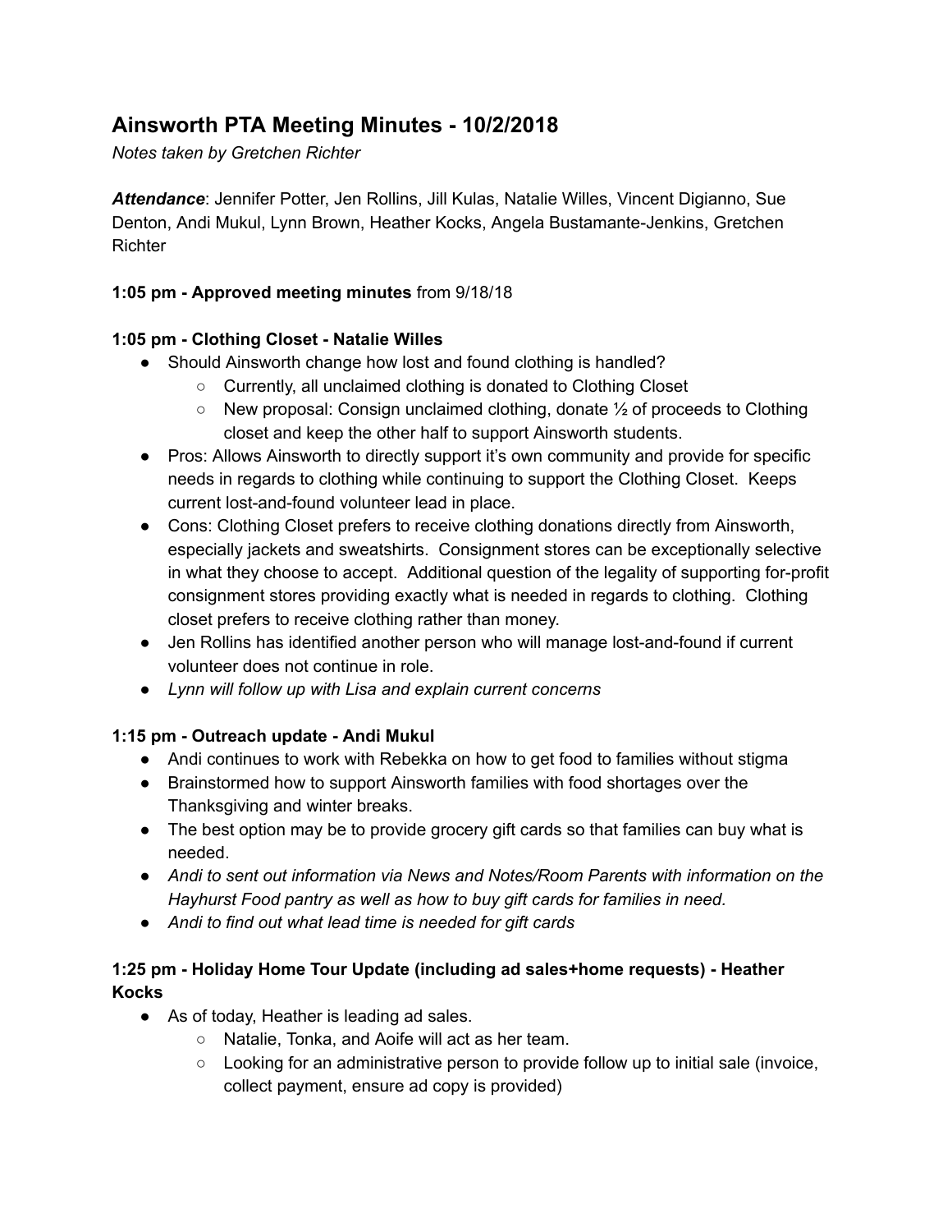# Ainsworth PTA Meeting Minutes - 10/2/2018

*Notes taken by Gretchen Richter*

***Attendance***: Jennifer Potter, Jen Rollins, Jill Kulas, Natalie Willes, Vincent Digianno, Sue Denton, Andi Mukul, Lynn Brown, Heather Kocks, Angela Bustamante-Jenkins, Gretchen Richter

**1:05 pm - Approved meeting minutes** from 9/18/18

**1:05 pm - Clothing Closet - Natalie Willes**

- Should Ainsworth change how lost and found clothing is handled?
    - Currently, all unclaimed clothing is donated to Clothing Closet
    - New proposal: Consign unclaimed clothing, donate ½ of proceeds to Clothing closet and keep the other half to support Ainsworth students.
- Pros: Allows Ainsworth to directly support it's own community and provide for specific needs in regards to clothing while continuing to support the Clothing Closet. Keeps current lost-and-found volunteer lead in place.
- Cons: Clothing Closet prefers to receive clothing donations directly from Ainsworth, especially jackets and sweatshirts. Consignment stores can be exceptionally selective in what they choose to accept. Additional question of the legality of supporting for-profit consignment stores providing exactly what is needed in regards to clothing. Clothing closet prefers to receive clothing rather than money.
- Jen Rollins has identified another person who will manage lost-and-found if current volunteer does not continue in role.
- *Lynn will follow up with Lisa and explain current concerns*

**1:15 pm - Outreach update - Andi Mukul**

- Andi continues to work with Rebekka on how to get food to families without stigma
- Brainstormed how to support Ainsworth families with food shortages over the Thanksgiving and winter breaks.
- The best option may be to provide grocery gift cards so that families can buy what is needed.
- *Andi to sent out information via News and Notes/Room Parents with information on the Hayhurst Food pantry as well as how to buy gift cards for families in need.*
- *Andi to find out what lead time is needed for gift cards*

**1:25 pm - Holiday Home Tour Update (including ad sales+home requests) - Heather Kocks**

- As of today, Heather is leading ad sales.
    - Natalie, Tonka, and Aoife will act as her team.
    - Looking for an administrative person to provide follow up to initial sale (invoice, collect payment, ensure ad copy is provided)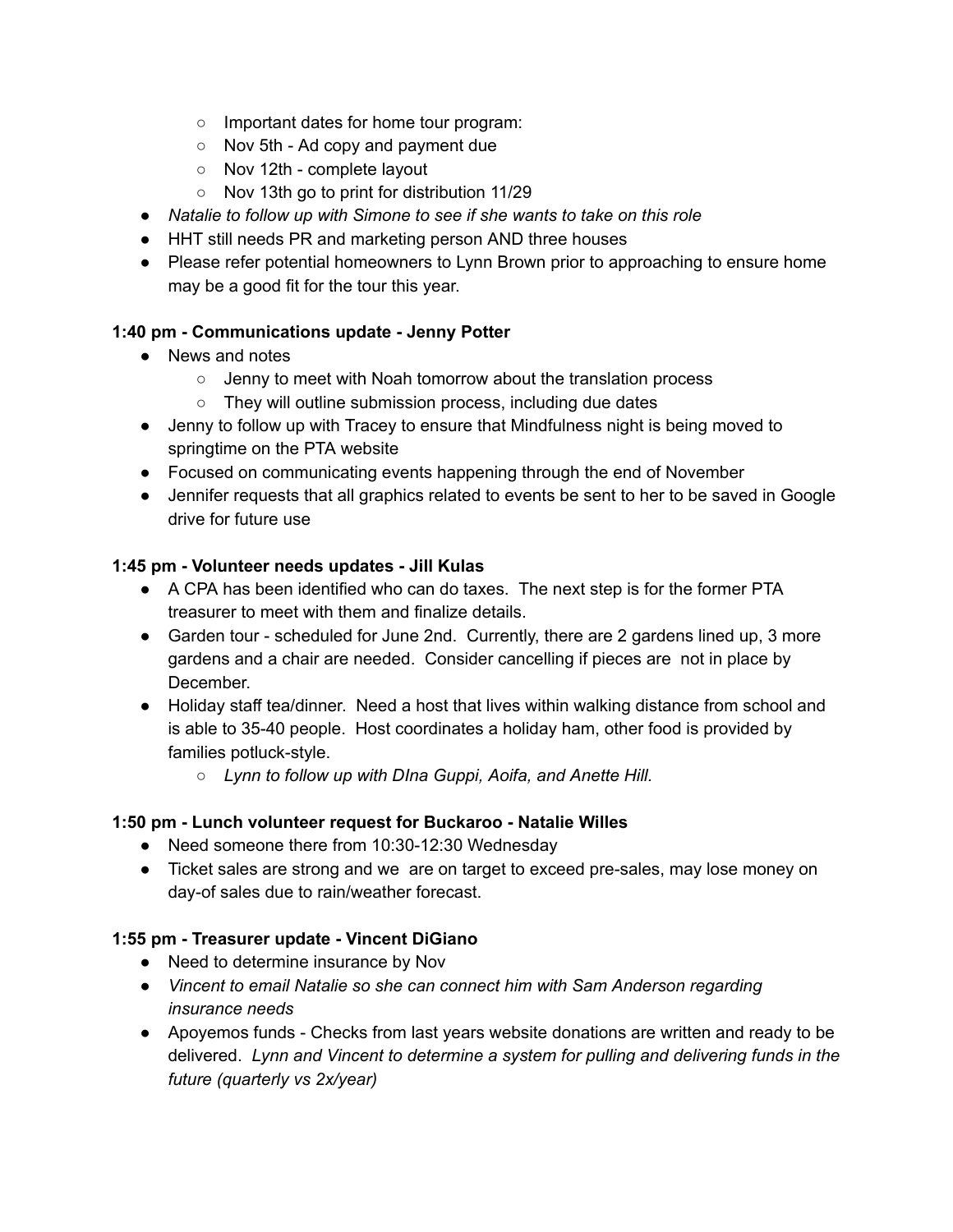- Important dates for home tour program:
    - Nov 5th - Ad copy and payment due
    - Nov 12th - complete layout
    - Nov 13th go to print for distribution 11/29
- *Natalie to follow up with Simone to see if she wants to take on this role*
- HHT still needs PR and marketing person AND three houses
- Please refer potential homeowners to Lynn Brown prior to approaching to ensure home may be a good fit for the tour this year.

**1:40 pm - Communications update - Jenny Potter**

- News and notes
    - Jenny to meet with Noah tomorrow about the translation process
    - They will outline submission process, including due dates
- Jenny to follow up with Tracey to ensure that Mindfulness night is being moved to springtime on the PTA website
- Focused on communicating events happening through the end of November
- Jennifer requests that all graphics related to events be sent to her to be saved in Google drive for future use

**1:45 pm - Volunteer needs updates - Jill Kulas**

- A CPA has been identified who can do taxes. The next step is for the former PTA treasurer to meet with them and finalize details.
- Garden tour - scheduled for June 2nd. Currently, there are 2 gardens lined up, 3 more gardens and a chair are needed. Consider cancelling if pieces are not in place by December.
- Holiday staff tea/dinner. Need a host that lives within walking distance from school and is able to 35-40 people. Host coordinates a holiday ham, other food is provided by families potluck-style.
    - *Lynn to follow up with DIna Guppi, Aoifa, and Anette Hill.*

**1:50 pm - Lunch volunteer request for Buckaroo - Natalie Willes**

- Need someone there from 10:30-12:30 Wednesday
- Ticket sales are strong and we are on target to exceed pre-sales, may lose money on day-of sales due to rain/weather forecast.

**1:55 pm - Treasurer update - Vincent DiGiano**

- Need to determine insurance by Nov
- *Vincent to email Natalie so she can connect him with Sam Anderson regarding insurance needs*
- Apoyemos funds - Checks from last years website donations are written and ready to be delivered. *Lynn and Vincent to determine a system for pulling and delivering funds in the future (quarterly vs 2x/year)*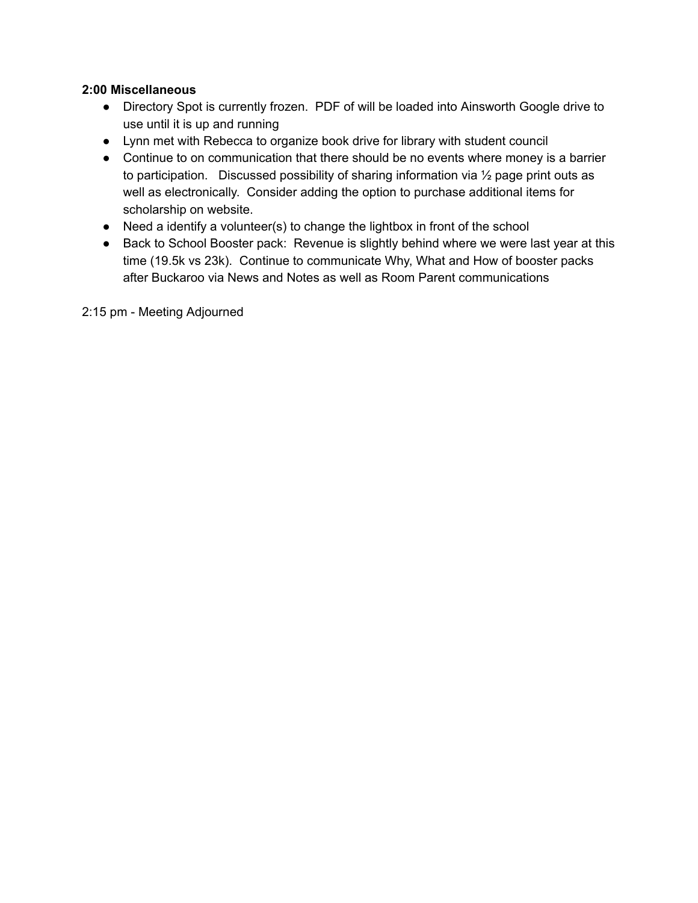**2:00 Miscellaneous**

- Directory Spot is currently frozen.  PDF of will be loaded into Ainsworth Google drive to use until it is up and running
- Lynn met with Rebecca to organize book drive for library with student council
- Continue to on communication that there should be no events where money is a barrier to participation.   Discussed possibility of sharing information via ½ page print outs as well as electronically.  Consider adding the option to purchase additional items for scholarship on website.
- Need a identify a volunteer(s) to change the lightbox in front of the school
- Back to School Booster pack:  Revenue is slightly behind where we were last year at this time (19.5k vs 23k).  Continue to communicate Why, What and How of booster packs after Buckaroo via News and Notes as well as Room Parent communications

2:15 pm - Meeting Adjourned